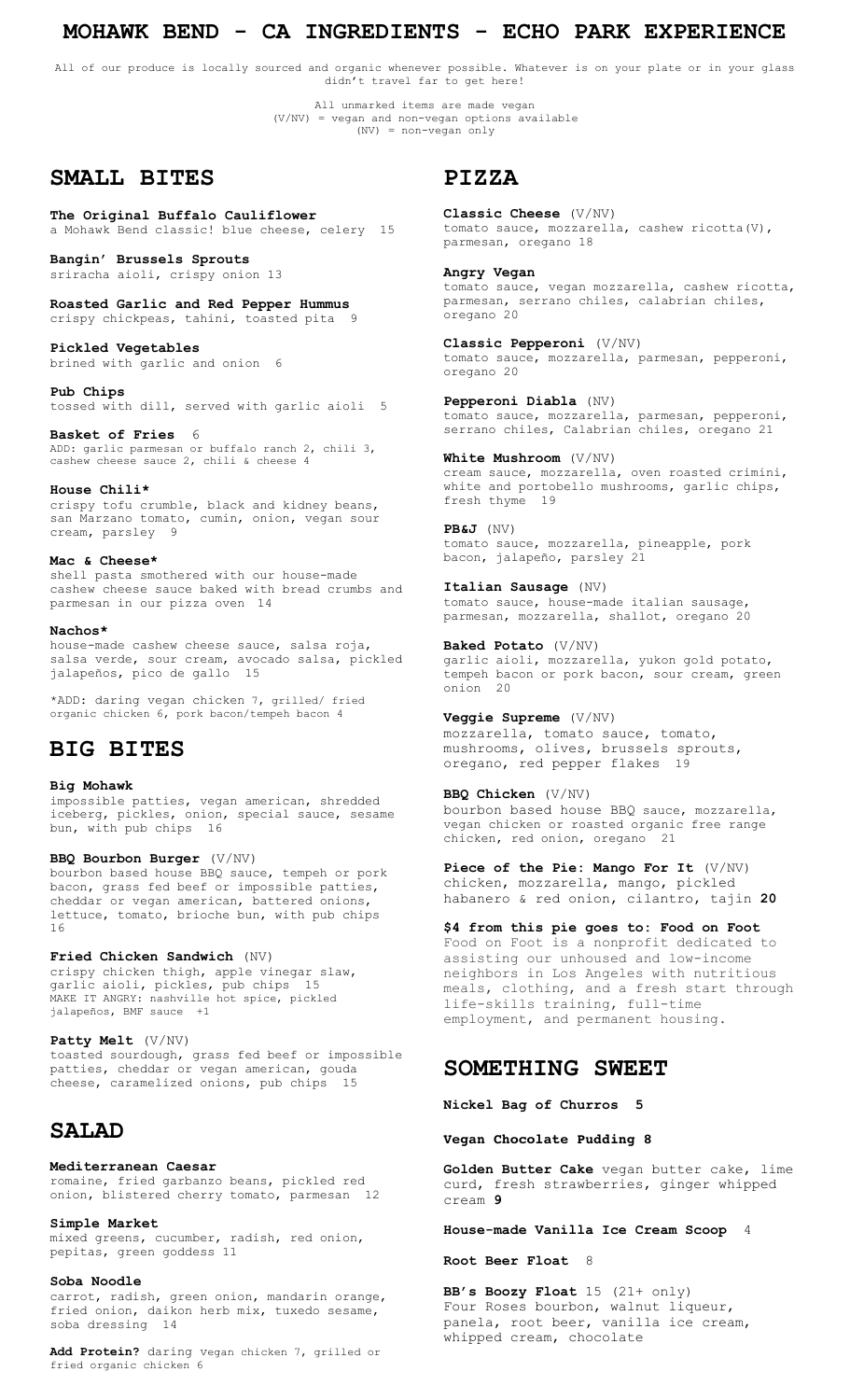# MOHAWK BEND - CA INGREDIENTS - ECHO PARK EXPERIENCE

All of our produce is locally sourced and organic whenever possible. Whatever is on your plate or in your glass didn't travel far to get here!

All unmarked items are made vegan
(V/NV) = vegan and non-vegan options available
(NV) = non-vegan only

## SMALL BITES

**The Original Buffalo Cauliflower**
a Mohawk Bend classic! blue cheese, celery 15

**Bangin' Brussels Sprouts**
sriracha aioli, crispy onion 13

**Roasted Garlic and Red Pepper Hummus**
crispy chickpeas, tahini, toasted pita 9

**Pickled Vegetables**
brined with garlic and onion 6

**Pub Chips**
tossed with dill, served with garlic aioli 5

**Basket of Fries** 6
ADD: garlic parmesan or buffalo ranch 2, chili 3, cashew cheese sauce 2, chili & cheese 4

**House Chili***
crispy tofu crumble, black and kidney beans, san Marzano tomato, cumin, onion, vegan sour cream, parsley 9

**Mac & Cheese***
shell pasta smothered with our house-made cashew cheese sauce baked with bread crumbs and parmesan in our pizza oven 14

**Nachos***
house-made cashew cheese sauce, salsa roja, salsa verde, sour cream, avocado salsa, pickled jalapeños, pico de gallo 15

*ADD: daring vegan chicken 7, grilled/ fried organic chicken 6, pork bacon/tempeh bacon 4

## BIG BITES

**Big Mohawk**
impossible patties, vegan american, shredded iceberg, pickles, onion, special sauce, sesame bun, with pub chips 16

**BBQ Bourbon Burger** (V/NV)
bourbon based house BBQ sauce, tempeh or pork bacon, grass fed beef or impossible patties, cheddar or vegan american, battered onions, lettuce, tomato, brioche bun, with pub chips 16

**Fried Chicken Sandwich** (NV)
crispy chicken thigh, apple vinegar slaw, garlic aioli, pickles, pub chips 15
MAKE IT ANGRY: nashville hot spice, pickled jalapeños, BMF sauce +1

**Patty Melt** (V/NV)
toasted sourdough, grass fed beef or impossible patties, cheddar or vegan american, gouda cheese, caramelized onions, pub chips 15

## SALAD

**Mediterranean Caesar**
romaine, fried garbanzo beans, pickled red onion, blistered cherry tomato, parmesan 12

**Simple Market**
mixed greens, cucumber, radish, red onion, pepitas, green goddess 11

**Soba Noodle**
carrot, radish, green onion, mandarin orange, fried onion, daikon herb mix, tuxedo sesame, soba dressing 14

**Add Protein?** daring vegan chicken 7, grilled or fried organic chicken 6

## PIZZA

**Classic Cheese** (V/NV)
tomato sauce, mozzarella, cashew ricotta(V), parmesan, oregano 18

**Angry Vegan**
tomato sauce, vegan mozzarella, cashew ricotta, parmesan, serrano chiles, calabrian chiles, oregano 20

**Classic Pepperoni** (V/NV)
tomato sauce, mozzarella, parmesan, pepperoni, oregano 20

**Pepperoni Diabla** (NV)
tomato sauce, mozzarella, parmesan, pepperoni, serrano chiles, Calabrian chiles, oregano 21

**White Mushroom** (V/NV)
cream sauce, mozzarella, oven roasted crimini, white and portobello mushrooms, garlic chips, fresh thyme 19

**PB&J** (NV)
tomato sauce, mozzarella, pineapple, pork bacon, jalapeño, parsley 21

**Italian Sausage** (NV)
tomato sauce, house-made italian sausage, parmesan, mozzarella, shallot, oregano 20

**Baked Potato** (V/NV)
garlic aioli, mozzarella, yukon gold potato, tempeh bacon or pork bacon, sour cream, green onion 20

**Veggie Supreme** (V/NV)
mozzarella, tomato sauce, tomato, mushrooms, olives, brussels sprouts, oregano, red pepper flakes 19

**BBQ Chicken** (V/NV)
bourbon based house BBQ sauce, mozzarella, vegan chicken or roasted organic free range chicken, red onion, oregano 21

**Piece of the Pie: Mango For It** (V/NV)
chicken, mozzarella, mango, pickled habanero & red onion, cilantro, tajin **20**

**$4 from this pie goes to: Food on Foot**
Food on Foot is a nonprofit dedicated to assisting our unhoused and low-income neighbors in Los Angeles with nutritious meals, clothing, and a fresh start through life-skills training, full-time employment, and permanent housing.

## SOMETHING SWEET

**Nickel Bag of Churros 5**

**Vegan Chocolate Pudding 8**

**Golden Butter Cake** vegan butter cake, lime curd, fresh strawberries, ginger whipped cream **9**

**House-made Vanilla Ice Cream Scoop** 4

**Root Beer Float** 8

**BB's Boozy Float** 15 (21+ only)
Four Roses bourbon, walnut liqueur, panela, root beer, vanilla ice cream, whipped cream, chocolate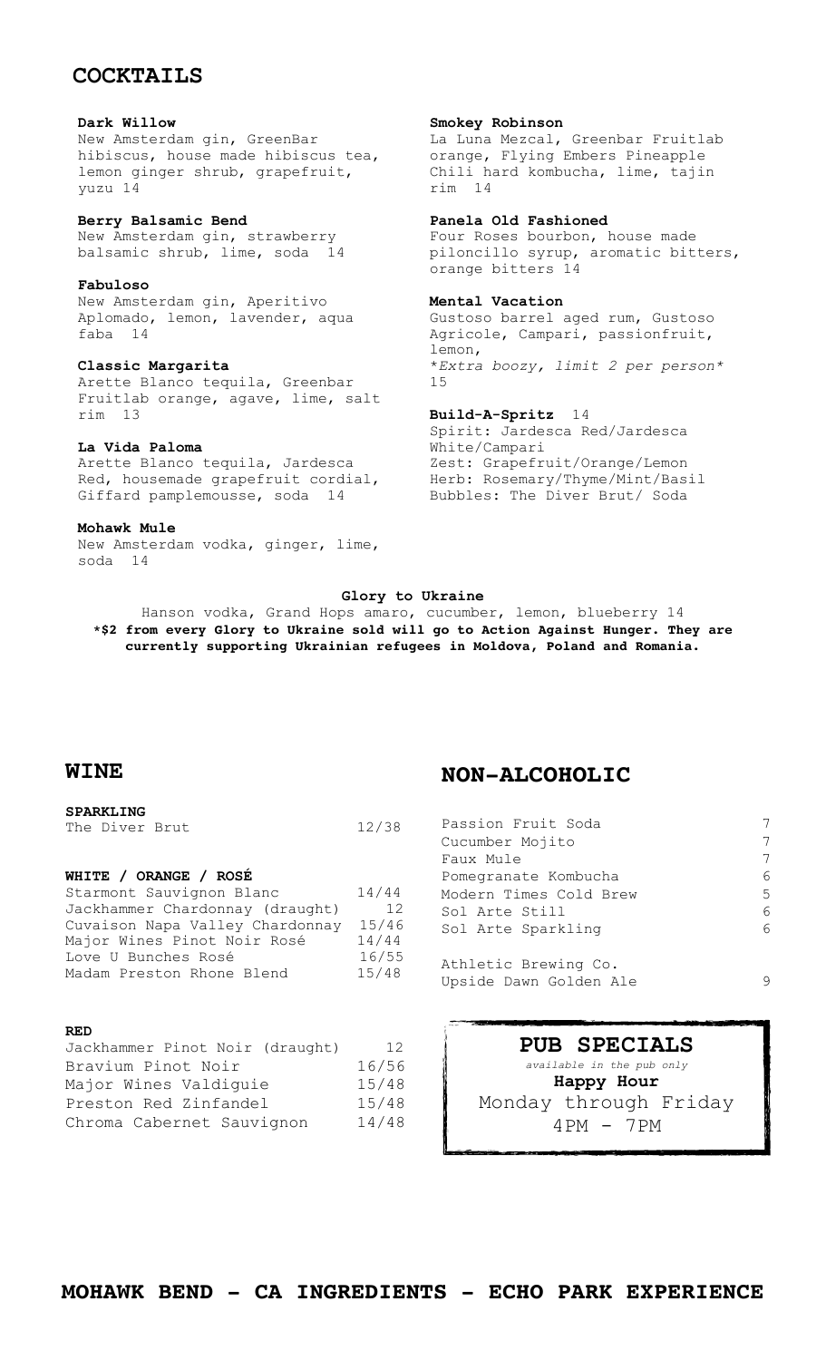## COCKTAILS

**Dark Willow**
New Amsterdam gin, GreenBar hibiscus, house made hibiscus tea, lemon ginger shrub, grapefruit, yuzu 14

**Berry Balsamic Bend**
New Amsterdam gin, strawberry balsamic shrub, lime, soda 14

**Fabuloso**
New Amsterdam gin, Aperitivo Aplomado, lemon, lavender, aqua faba 14

**Classic Margarita**
Arette Blanco tequila, Greenbar Fruitlab orange, agave, lime, salt rim 13

**La Vida Paloma**
Arette Blanco tequila, Jardesca Red, housemade grapefruit cordial, Giffard pamplemousse, soda 14

**Mohawk Mule**
New Amsterdam vodka, ginger, lime, soda 14

**Smokey Robinson**
La Luna Mezcal, Greenbar Fruitlab orange, Flying Embers Pineapple Chili hard kombucha, lime, tajin rim 14

**Panela Old Fashioned**
Four Roses bourbon, house made piloncillo syrup, aromatic bitters, orange bitters 14

**Mental Vacation**
Gustoso barrel aged rum, Gustoso Agricole, Campari, passionfruit, lemon,
*\*Extra boozy, limit 2 per person\**
15

**Build-A-Spritz** 14
Spirit: Jardesca Red/Jardesca White/Campari
Zest: Grapefruit/Orange/Lemon
Herb: Rosemary/Thyme/Mint/Basil
Bubbles: The Diver Brut/ Soda

**Glory to Ukraine**
Hanson vodka, Grand Hops amaro, cucumber, lemon, blueberry 14
**\*$2 from every Glory to Ukraine sold will go to Action Against Hunger. They are currently supporting Ukrainian refugees in Moldova, Poland and Romania.**

## WINE

**SPARKLING**

| | |
|---|---|
| The Diver Brut | 12/38 |

**WHITE / ORANGE / ROSÉ**

| | |
|---|---|
| Starmont Sauvignon Blanc | 14/44 |
| Jackhammer Chardonnay (draught) | 12 |
| Cuvaison Napa Valley Chardonnay | 15/46 |
| Major Wines Pinot Noir Rosé | 14/44 |
| Love U Bunches Rosé | 16/55 |
| Madam Preston Rhone Blend | 15/48 |

**RED**

| | |
|---|---|
| Jackhammer Pinot Noir (draught) | 12 |
| Bravium Pinot Noir | 16/56 |
| Major Wines Valdiguie | 15/48 |
| Preston Red Zinfandel | 15/48 |
| Chroma Cabernet Sauvignon | 14/48 |

## NON-ALCOHOLIC

| | |
|---|---|
| Passion Fruit Soda | 7 |
| Cucumber Mojito | 7 |
| Faux Mule | 7 |
| Pomegranate Kombucha | 6 |
| Modern Times Cold Brew | 5 |
| Sol Arte Still | 6 |
| Sol Arte Sparkling | 6 |
| Athletic Brewing Co. Upside Dawn Golden Ale | 9 |

**PUB SPECIALS**
*available in the pub only*
**Happy Hour**
Monday through Friday
4PM - 7PM

**MOHAWK BEND - CA INGREDIENTS - ECHO PARK EXPERIENCE**